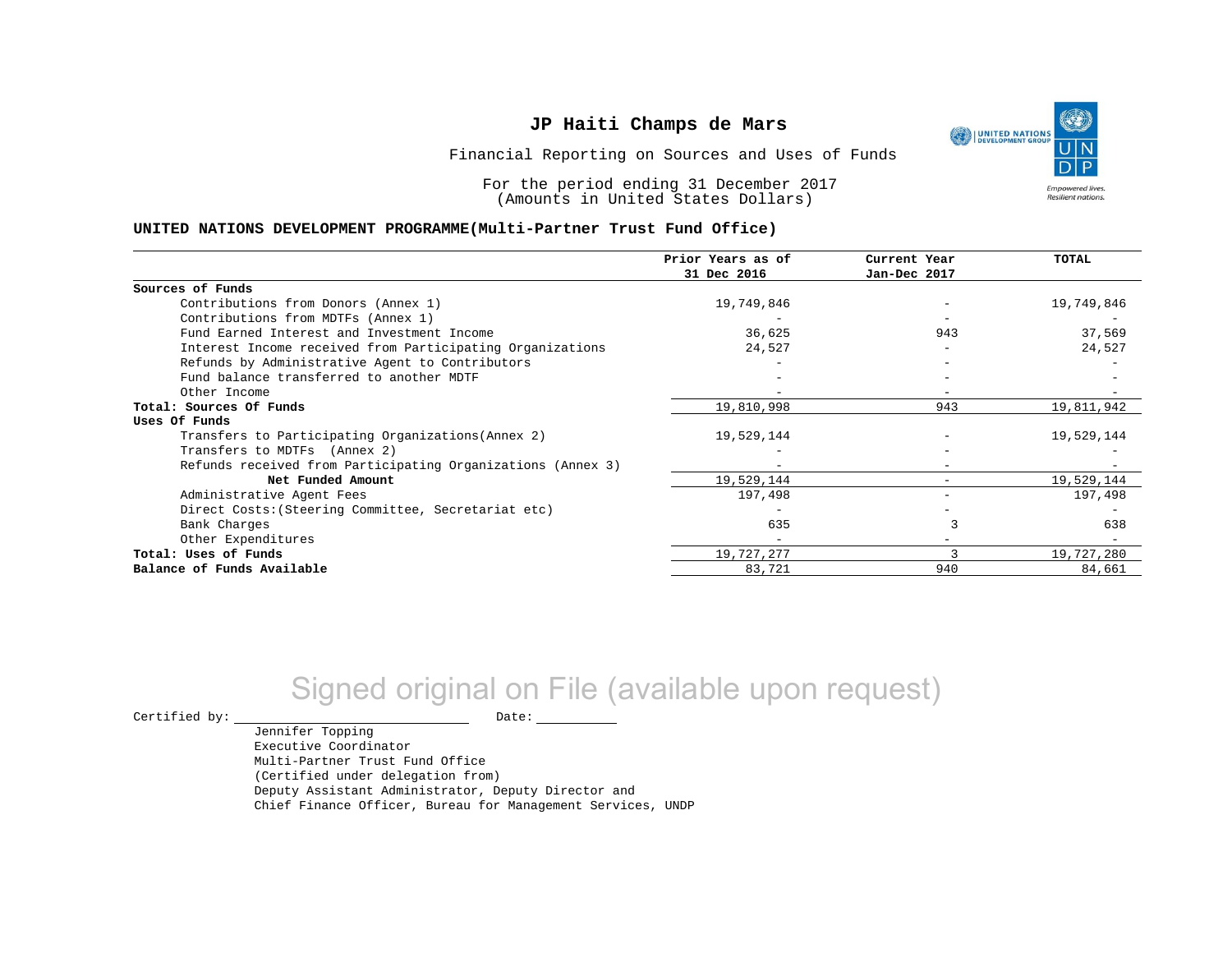# JP Haiti Champs de Mars

Financial Reporting on Sources and Uses of Funds

For the period ending 31 December 2017
(Amounts in United States Dollars)

## UNITED NATIONS DEVELOPMENT PROGRAMME(Multi-Partner Trust Fund Office)

| | Prior Years as of 31 Dec 2016 | Current Year Jan-Dec 2017 | TOTAL |
|---|---|---|---|
| **Sources of Funds** | | | |
| Contributions from Donors (Annex 1) | 19,749,846 | - | 19,749,846 |
| Contributions from MDTFs (Annex 1) | - | - | - |
| Fund Earned Interest and Investment Income | 36,625 | 943 | 37,569 |
| Interest Income received from Participating Organizations | 24,527 | - | 24,527 |
| Refunds by Administrative Agent to Contributors | - | - | - |
| Fund balance transferred to another MDTF | - | - | - |
| Other Income | - | - | - |
| **Total: Sources Of Funds** | 19,810,998 | 943 | 19,811,942 |
| **Uses Of Funds** | | | |
| Transfers to Participating Organizations(Annex 2) | 19,529,144 | - | 19,529,144 |
| Transfers to MDTFs (Annex 2) | - | - | - |
| Refunds received from Participating Organizations (Annex 3) | - | - | - |
| **Net Funded Amount** | 19,529,144 | - | 19,529,144 |
| Administrative Agent Fees | 197,498 | - | 197,498 |
| Direct Costs:(Steering Committee, Secretariat etc) | - | - | - |
| Bank Charges | 635 | 3 | 638 |
| Other Expenditures | - | - | - |
| **Total: Uses of Funds** | 19,727,277 | 3 | 19,727,280 |
| **Balance of Funds Available** | 83,721 | 940 | 84,661 |

Signed original on File (available upon request)

Certified by: ____________________ Date: __________

Jennifer Topping
Executive Coordinator
Multi-Partner Trust Fund Office
(Certified under delegation from)
Deputy Assistant Administrator, Deputy Director and
Chief Finance Officer, Bureau for Management Services, UNDP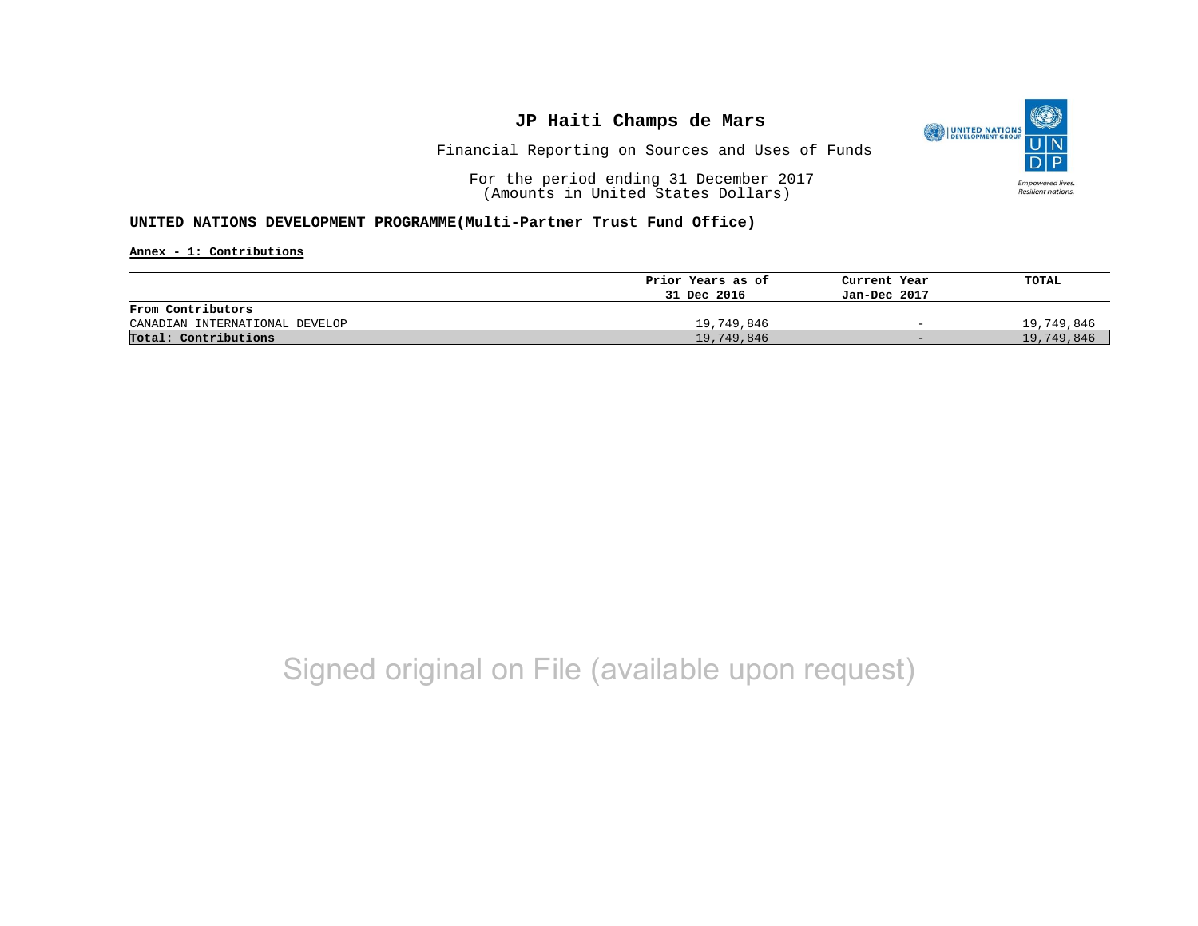# JP Haiti Champs de Mars

Financial Reporting on Sources and Uses of Funds

For the period ending 31 December 2017
(Amounts in United States Dollars)

**UNITED NATIONS DEVELOPMENT PROGRAMME(Multi-Partner Trust Fund Office)**

**Annex - 1: Contributions**

| | Prior Years as of 31 Dec 2016 | Current Year Jan-Dec 2017 | TOTAL |
|---|---|---|---|
| **From Contributors** | | | |
| CANADIAN INTERNATIONAL DEVELOP | 19,749,846 | - | 19,749,846 |
| **Total: Contributions** | 19,749,846 | - | 19,749,846 |

Signed original on File (available upon request)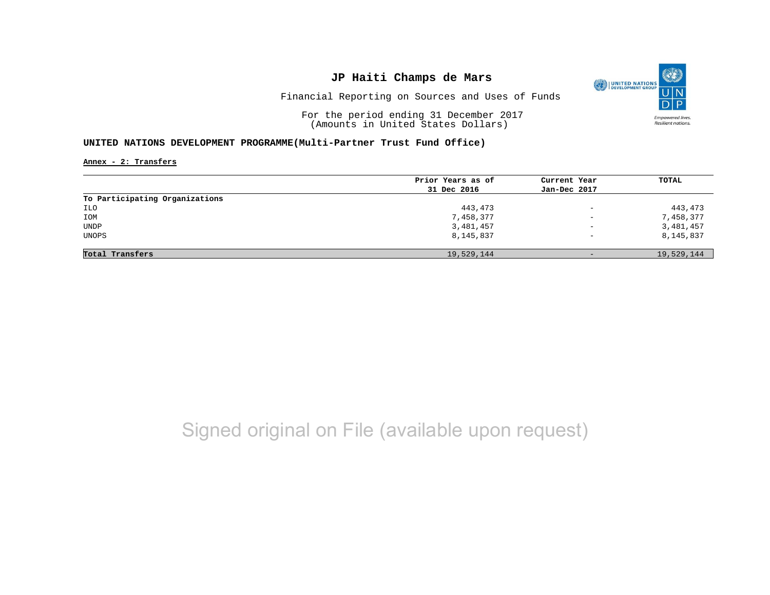# JP Haiti Champs de Mars

Financial Reporting on Sources and Uses of Funds

For the period ending 31 December 2017
(Amounts in United States Dollars)

**UNITED NATIONS DEVELOPMENT PROGRAMME(Multi-Partner Trust Fund Office)**

**Annex - 2: Transfers**

| | Prior Years as of 31 Dec 2016 | Current Year Jan-Dec 2017 | TOTAL |
|---|---|---|---|
| **To Participating Organizations** | | | |
| ILO | 443,473 | - | 443,473 |
| IOM | 7,458,377 | - | 7,458,377 |
| UNDP | 3,481,457 | - | 3,481,457 |
| UNOPS | 8,145,837 | - | 8,145,837 |
| **Total Transfers** | 19,529,144 | - | 19,529,144 |

Signed original on File (available upon request)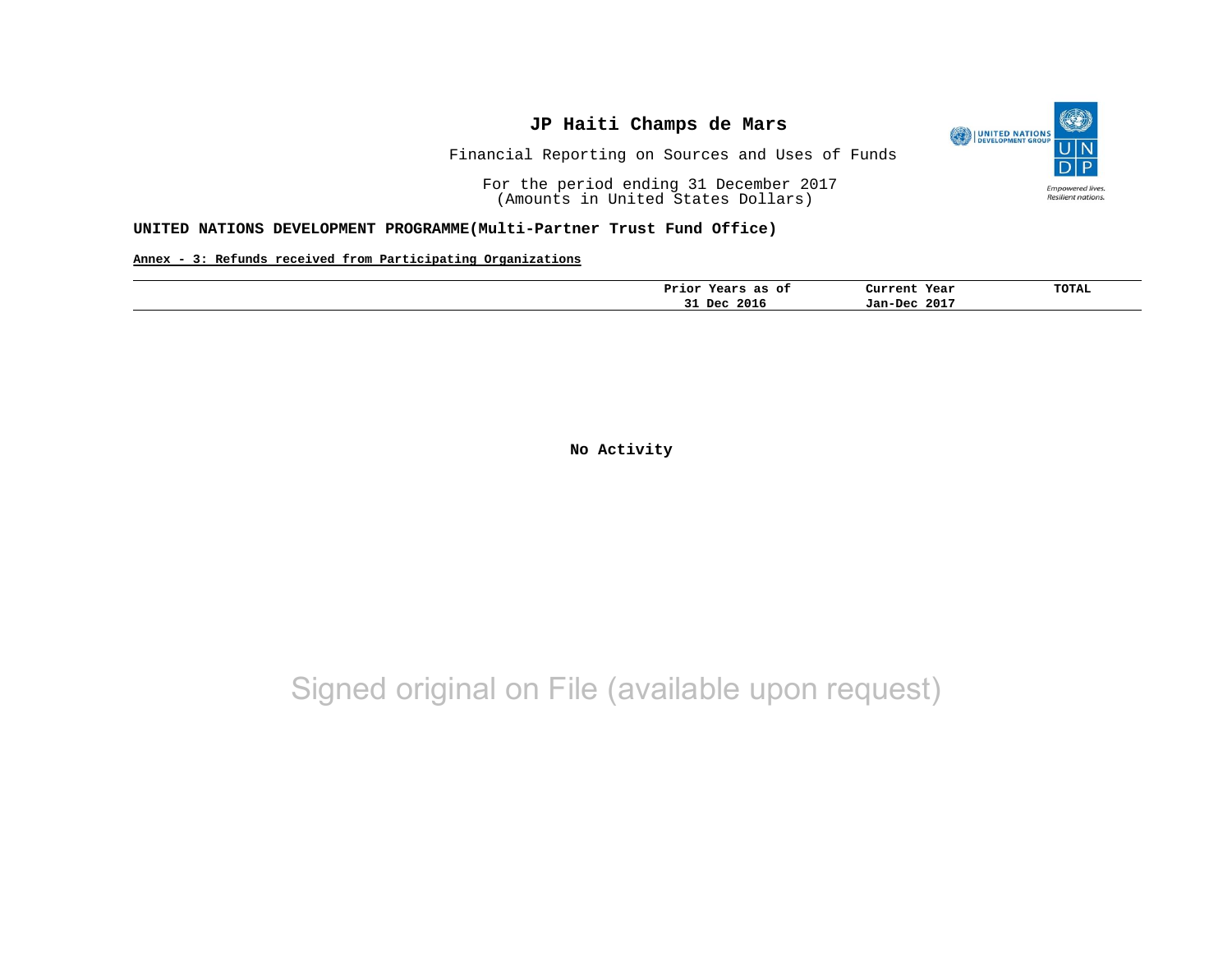# JP Haiti Champs de Mars

Financial Reporting on Sources and Uses of Funds

For the period ending 31 December 2017
(Amounts in United States Dollars)

**UNITED NATIONS DEVELOPMENT PROGRAMME(Multi-Partner Trust Fund Office)**

**Annex - 3: Refunds received from Participating Organizations**

| | Prior Years as of 31 Dec 2016 | Current Year Jan-Dec 2017 | TOTAL |
|---|---|---|---|

**No Activity**

Signed original on File (available upon request)